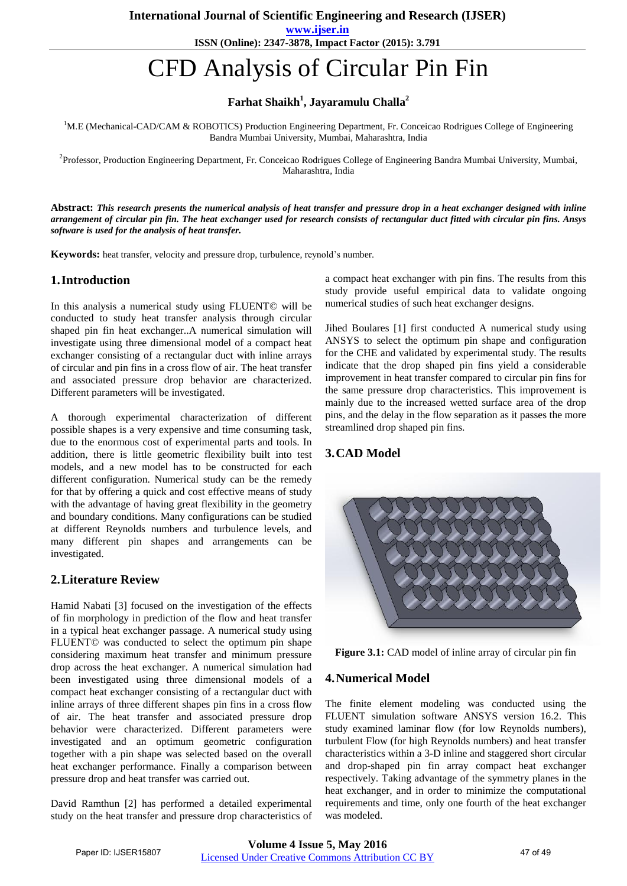# CFD Analysis of Circular Pin Fin

**Farhat Shaikh[1], Jayaramulu Challa[2]**

[1]M.E (Mechanical-CAD/CAM & ROBOTICS) Production Engineering Department, Fr. Conceicao Rodrigues College of Engineering Bandra Mumbai University, Mumbai, Maharashtra, India

[2]Professor, Production Engineering Department, Fr. Conceicao Rodrigues College of Engineering Bandra Mumbai University, Mumbai, Maharashtra, India

**Abstract:** ***This research presents the numerical analysis of heat transfer and pressure drop in a heat exchanger designed with inline arrangement of circular pin fin. The heat exchanger used for research consists of rectangular duct fitted with circular pin fins. Ansys software is used for the analysis of heat transfer.***

**Keywords:** heat transfer, velocity and pressure drop, turbulence, reynold's number.

## 1. Introduction

In this analysis a numerical study using FLUENT© will be conducted to study heat transfer analysis through circular shaped pin fin heat exchanger..A numerical simulation will investigate using three dimensional model of a compact heat exchanger consisting of a rectangular duct with inline arrays of circular and pin fins in a cross flow of air. The heat transfer and associated pressure drop behavior are characterized. Different parameters will be investigated.

A thorough experimental characterization of different possible shapes is a very expensive and time consuming task, due to the enormous cost of experimental parts and tools. In addition, there is little geometric flexibility built into test models, and a new model has to be constructed for each different configuration. Numerical study can be the remedy for that by offering a quick and cost effective means of study with the advantage of having great flexibility in the geometry and boundary conditions. Many configurations can be studied at different Reynolds numbers and turbulence levels, and many different pin shapes and arrangements can be investigated.

## 2. Literature Review

Hamid Nabati [3] focused on the investigation of the effects of fin morphology in prediction of the flow and heat transfer in a typical heat exchanger passage. A numerical study using FLUENT© was conducted to select the optimum pin shape considering maximum heat transfer and minimum pressure drop across the heat exchanger. A numerical simulation had been investigated using three dimensional models of a compact heat exchanger consisting of a rectangular duct with inline arrays of three different shapes pin fins in a cross flow of air. The heat transfer and associated pressure drop behavior were characterized. Different parameters were investigated and an optimum geometric configuration together with a pin shape was selected based on the overall heat exchanger performance. Finally a comparison between pressure drop and heat transfer was carried out.

David Ramthun [2] has performed a detailed experimental study on the heat transfer and pressure drop characteristics of a compact heat exchanger with pin fins. The results from this study provide useful empirical data to validate ongoing numerical studies of such heat exchanger designs.

Jihed Boulares [1] first conducted A numerical study using ANSYS to select the optimum pin shape and configuration for the CHE and validated by experimental study. The results indicate that the drop shaped pin fins yield a considerable improvement in heat transfer compared to circular pin fins for the same pressure drop characteristics. This improvement is mainly due to the increased wetted surface area of the drop pins, and the delay in the flow separation as it passes the more streamlined drop shaped pin fins.

## 3. CAD Model

**Figure 3.1:** CAD model of inline array of circular pin fin

## 4. Numerical Model

The finite element modeling was conducted using the FLUENT simulation software ANSYS version 16.2. This study examined laminar flow (for low Reynolds numbers), turbulent Flow (for high Reynolds numbers) and heat transfer characteristics within a 3-D inline and staggered short circular and drop-shaped pin fin array compact heat exchanger respectively. Taking advantage of the symmetry planes in the heat exchanger, and in order to minimize the computational requirements and time, only one fourth of the heat exchanger was modeled.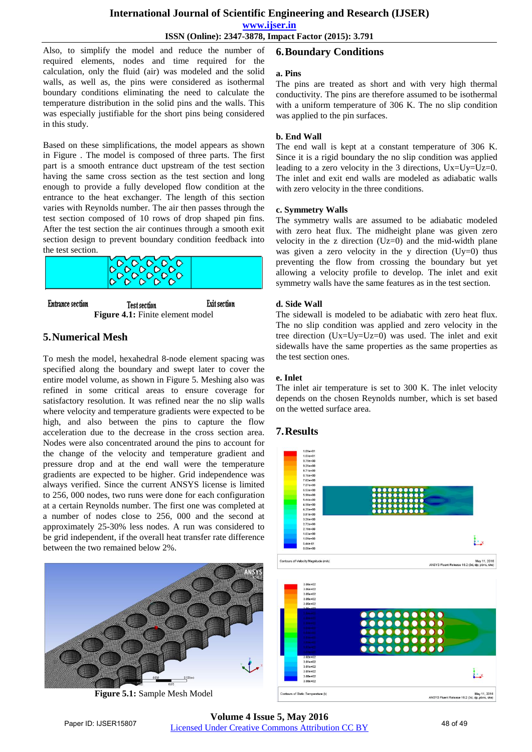Also, to simplify the model and reduce the number of required elements, nodes and time required for the calculation, only the fluid (air) was modeled and the solid walls, as well as, the pins were considered as isothermal boundary conditions eliminating the need to calculate the temperature distribution in the solid pins and the walls. This was especially justifiable for the short pins being considered in this study.

Based on these simplifications, the model appears as shown in Figure . The model is composed of three parts. The first part is a smooth entrance duct upstream of the test section having the same cross section as the test section and long enough to provide a fully developed flow condition at the entrance to the heat exchanger. The length of this section varies with Reynolds number. The air then passes through the test section composed of 10 rows of drop shaped pin fins. After the test section the air continues through a smooth exit section design to prevent boundary condition feedback into the test section.

Entrance section Test section Exit section

**Figure 4.1:** Finite element model

## 5. Numerical Mesh

To mesh the model, hexahedral 8-node element spacing was specified along the boundary and swept later to cover the entire model volume, as shown in Figure 5. Meshing also was refined in some critical areas to ensure coverage for satisfactory resolution. It was refined near the no slip walls where velocity and temperature gradients were expected to be high, and also between the pins to capture the flow acceleration due to the decrease in the cross section area. Nodes were also concentrated around the pins to account for the change of the velocity and temperature gradient and pressure drop and at the end wall were the temperature gradients are expected to be higher. Grid independence was always verified. Since the current ANSYS license is limited to 256, 000 nodes, two runs were done for each configuration at a certain Reynolds number. The first one was completed at a number of nodes close to 256, 000 and the second at approximately 25-30% less nodes. A run was considered to be grid independent, if the overall heat transfer rate difference between the two remained below 2%.

**Figure 5.1:** Sample Mesh Model

## 6. Boundary Conditions

### a. Pins

The pins are treated as short and with very high thermal conductivity. The pins are therefore assumed to be isothermal with a uniform temperature of 306 K. The no slip condition was applied to the pin surfaces.

### b. End Wall

The end wall is kept at a constant temperature of 306 K. Since it is a rigid boundary the no slip condition was applied leading to a zero velocity in the 3 directions, Ux=Uy=Uz=0. The inlet and exit end walls are modeled as adiabatic walls with zero velocity in the three conditions.

### c. Symmetry Walls

The symmetry walls are assumed to be adiabatic modeled with zero heat flux. The midheight plane was given zero velocity in the z direction (Uz=0) and the mid-width plane was given a zero velocity in the y direction (Uy=0) thus preventing the flow from crossing the boundary but yet allowing a velocity profile to develop. The inlet and exit symmetry walls have the same features as in the test section.

### d. Side Wall

The sidewall is modeled to be adiabatic with zero heat flux. The no slip condition was applied and zero velocity in the tree direction (Ux=Uy=Uz=0) was used. The inlet and exit sidewalls have the same properties as the same properties as the test section ones.

### e. Inlet

The inlet air temperature is set to 300 K. The inlet velocity depends on the chosen Reynolds number, which is set based on the wetted surface area.

## 7. Results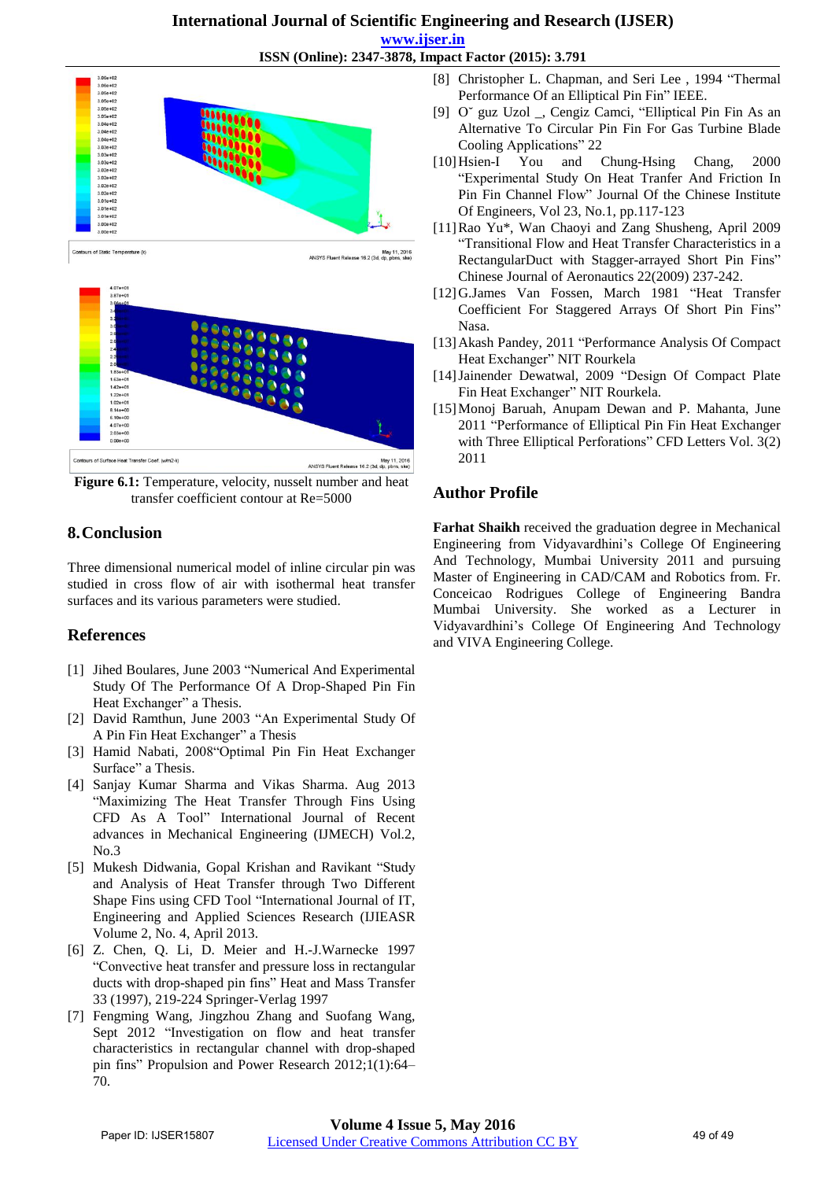Contours of Static Temperature (k)

May 11, 2016
ANSYS Fluent Release 16.2 (3d, dp, pbns, ske)

Contours of Surface Heat Transfer Coef. (w/m2-k)

May 11, 2016
ANSYS Fluent Release 16.2 (3d, dp, pbns, ske)

**Figure 6.1:** Temperature, velocity, nusselt number and heat transfer coefficient contour at Re=5000

## 8. Conclusion

Three dimensional numerical model of inline circular pin was studied in cross flow of air with isothermal heat transfer surfaces and its various parameters were studied.

## References

[1] Jihed Boulares, June 2003 "Numerical And Experimental Study Of The Performance Of A Drop-Shaped Pin Fin Heat Exchanger" a Thesis.

[2] David Ramthun, June 2003 "An Experimental Study Of A Pin Fin Heat Exchanger" a Thesis

[3] Hamid Nabati, 2008"Optimal Pin Fin Heat Exchanger Surface" a Thesis.

[4] Sanjay Kumar Sharma and Vikas Sharma. Aug 2013 "Maximizing The Heat Transfer Through Fins Using CFD As A Tool" International Journal of Recent advances in Mechanical Engineering (IJMECH) Vol.2, No.3

[5] Mukesh Didwania, Gopal Krishan and Ravikant "Study and Analysis of Heat Transfer through Two Different Shape Fins using CFD Tool "International Journal of IT, Engineering and Applied Sciences Research (IJIEASR Volume 2, No. 4, April 2013.

[6] Z. Chen, Q. Li, D. Meier and H.-J.Warnecke 1997 "Convective heat transfer and pressure loss in rectangular ducts with drop-shaped pin fins" Heat and Mass Transfer 33 (1997), 219-224 Springer-Verlag 1997

[7] Fengming Wang, Jingzhou Zhang and Suofang Wang, Sept 2012 "Investigation on flow and heat transfer characteristics in rectangular channel with drop-shaped pin fins" Propulsion and Power Research 2012;1(1):64–70.

[8] Christopher L. Chapman, and Seri Lee , 1994 "Thermal Performance Of an Elliptical Pin Fin" IEEE.

[9] O˘ guz Uzol _, Cengiz Camci, "Elliptical Pin Fin As an Alternative To Circular Pin Fin For Gas Turbine Blade Cooling Applications" 22

[10] Hsien-I You and Chung-Hsing Chang, 2000 "Experimental Study On Heat Tranfer And Friction In Pin Fin Channel Flow" Journal Of the Chinese Institute Of Engineers, Vol 23, No.1, pp.117-123

[11] Rao Yu*, Wan Chaoyi and Zang Shusheng, April 2009 "Transitional Flow and Heat Transfer Characteristics in a RectangularDuct with Stagger-arrayed Short Pin Fins" Chinese Journal of Aeronautics 22(2009) 237-242.

[12] G.James Van Fossen, March 1981 "Heat Transfer Coefficient For Staggered Arrays Of Short Pin Fins" Nasa.

[13] Akash Pandey, 2011 "Performance Analysis Of Compact Heat Exchanger" NIT Rourkela

[14] Jainender Dewatwal, 2009 "Design Of Compact Plate Fin Heat Exchanger" NIT Rourkela.

[15] Monoj Baruah, Anupam Dewan and P. Mahanta, June 2011 "Performance of Elliptical Pin Fin Heat Exchanger with Three Elliptical Perforations" CFD Letters Vol. 3(2) 2011

## Author Profile

**Farhat Shaikh** received the graduation degree in Mechanical Engineering from Vidyavardhini's College Of Engineering And Technology, Mumbai University 2011 and pursuing Master of Engineering in CAD/CAM and Robotics from. Fr. Conceicao Rodrigues College of Engineering Bandra Mumbai University. She worked as a Lecturer in Vidyavardhini's College Of Engineering And Technology and VIVA Engineering College.